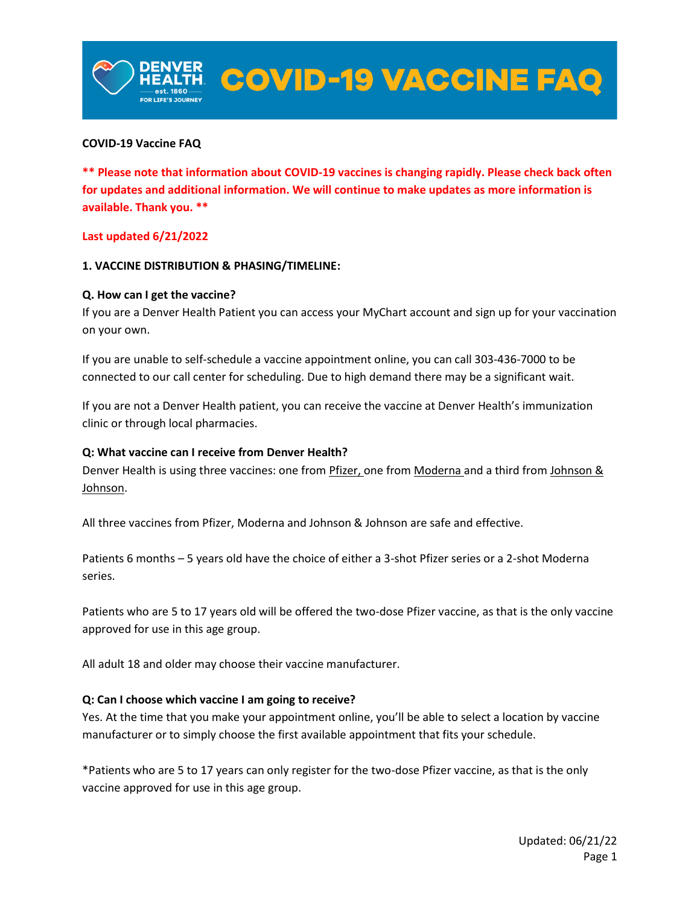# COVID-19 VACCINE FAQ

**COVID-19 Vaccine FAQ**

**** Please note that information about COVID-19 vaccines is changing rapidly. Please check back often for updates and additional information. We will continue to make updates as more information is available. Thank you. ****

**Last updated 6/21/2022**

## 1. VACCINE DISTRIBUTION & PHASING/TIMELINE:

### Q. How can I get the vaccine?

If you are a Denver Health Patient you can access your MyChart account and sign up for your vaccination on your own.

If you are unable to self-schedule a vaccine appointment online, you can call 303-436-7000 to be connected to our call center for scheduling. Due to high demand there may be a significant wait.

If you are not a Denver Health patient, you can receive the vaccine at Denver Health's immunization clinic or through local pharmacies.

### Q: What vaccine can I receive from Denver Health?

Denver Health is using three vaccines: one from Pfizer, one from Moderna and a third from Johnson & Johnson.

All three vaccines from Pfizer, Moderna and Johnson & Johnson are safe and effective.

Patients 6 months – 5 years old have the choice of either a 3-shot Pfizer series or a 2-shot Moderna series.

Patients who are 5 to 17 years old will be offered the two-dose Pfizer vaccine, as that is the only vaccine approved for use in this age group.

All adult 18 and older may choose their vaccine manufacturer.

### Q: Can I choose which vaccine I am going to receive?

Yes. At the time that you make your appointment online, you'll be able to select a location by vaccine manufacturer or to simply choose the first available appointment that fits your schedule.

*Patients who are 5 to 17 years can only register for the two-dose Pfizer vaccine, as that is the only vaccine approved for use in this age group.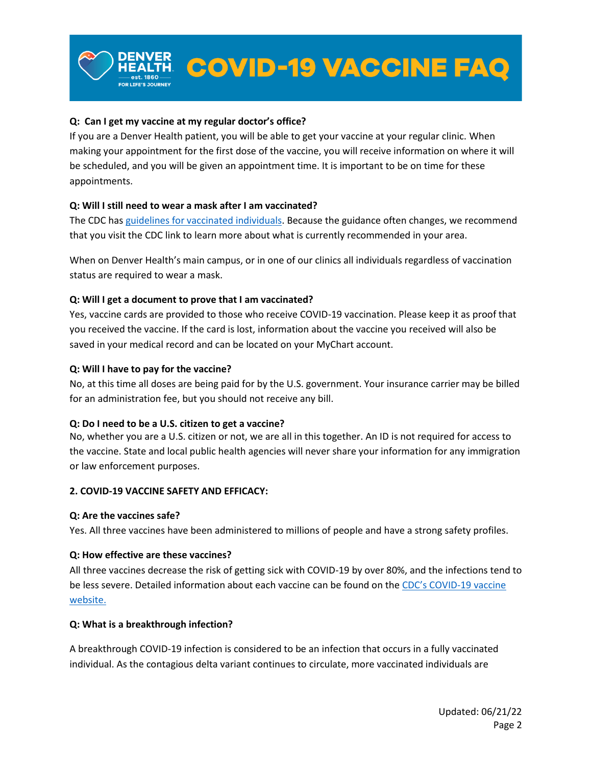# COVID-19 VACCINE FAQ

**Q: Can I get my vaccine at my regular doctor's office?**

If you are a Denver Health patient, you will be able to get your vaccine at your regular clinic. When making your appointment for the first dose of the vaccine, you will receive information on where it will be scheduled, and you will be given an appointment time. It is important to be on time for these appointments.

**Q: Will I still need to wear a mask after I am vaccinated?**

The CDC has guidelines for vaccinated individuals. Because the guidance often changes, we recommend that you visit the CDC link to learn more about what is currently recommended in your area.

When on Denver Health's main campus, or in one of our clinics all individuals regardless of vaccination status are required to wear a mask.

**Q: Will I get a document to prove that I am vaccinated?**

Yes, vaccine cards are provided to those who receive COVID-19 vaccination. Please keep it as proof that you received the vaccine. If the card is lost, information about the vaccine you received will also be saved in your medical record and can be located on your MyChart account.

**Q: Will I have to pay for the vaccine?**

No, at this time all doses are being paid for by the U.S. government. Your insurance carrier may be billed for an administration fee, but you should not receive any bill.

**Q: Do I need to be a U.S. citizen to get a vaccine?**

No, whether you are a U.S. citizen or not, we are all in this together. An ID is not required for access to the vaccine. State and local public health agencies will never share your information for any immigration or law enforcement purposes.

## 2. COVID-19 VACCINE SAFETY AND EFFICACY:

**Q: Are the vaccines safe?**

Yes. All three vaccines have been administered to millions of people and have a strong safety profiles.

**Q: How effective are these vaccines?**

All three vaccines decrease the risk of getting sick with COVID-19 by over 80%, and the infections tend to be less severe. Detailed information about each vaccine can be found on the CDC's COVID-19 vaccine website.

**Q: What is a breakthrough infection?**

A breakthrough COVID-19 infection is considered to be an infection that occurs in a fully vaccinated individual. As the contagious delta variant continues to circulate, more vaccinated individuals are

Updated: 06/21/22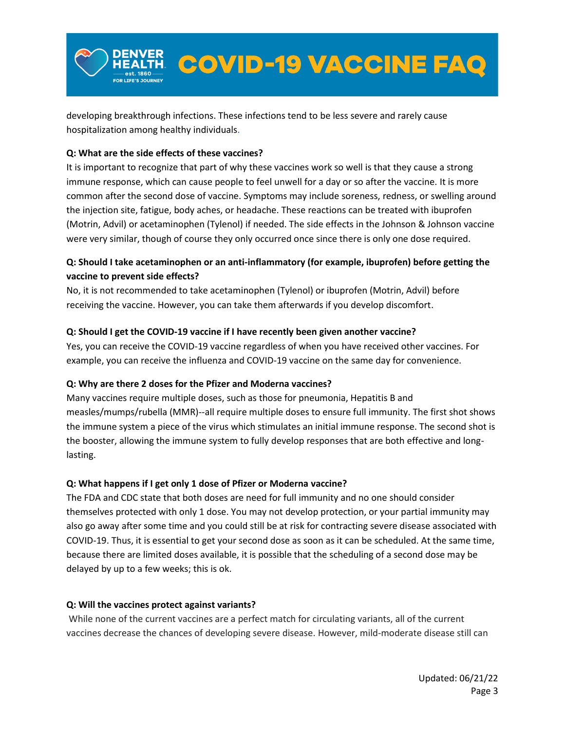developing breakthrough infections. These infections tend to be less severe and rarely cause hospitalization among healthy individuals.

**Q: What are the side effects of these vaccines?**

It is important to recognize that part of why these vaccines work so well is that they cause a strong immune response, which can cause people to feel unwell for a day or so after the vaccine. It is more common after the second dose of vaccine. Symptoms may include soreness, redness, or swelling around the injection site, fatigue, body aches, or headache. These reactions can be treated with ibuprofen (Motrin, Advil) or acetaminophen (Tylenol) if needed. The side effects in the Johnson & Johnson vaccine were very similar, though of course they only occurred once since there is only one dose required.

**Q: Should I take acetaminophen or an anti-inflammatory (for example, ibuprofen) before getting the vaccine to prevent side effects?**

No, it is not recommended to take acetaminophen (Tylenol) or ibuprofen (Motrin, Advil) before receiving the vaccine. However, you can take them afterwards if you develop discomfort.

**Q: Should I get the COVID-19 vaccine if I have recently been given another vaccine?**

Yes, you can receive the COVID-19 vaccine regardless of when you have received other vaccines. For example, you can receive the influenza and COVID-19 vaccine on the same day for convenience.

**Q: Why are there 2 doses for the Pfizer and Moderna vaccines?**

Many vaccines require multiple doses, such as those for pneumonia, Hepatitis B and measles/mumps/rubella (MMR)--all require multiple doses to ensure full immunity. The first shot shows the immune system a piece of the virus which stimulates an initial immune response. The second shot is the booster, allowing the immune system to fully develop responses that are both effective and long-lasting.

**Q: What happens if I get only 1 dose of Pfizer or Moderna vaccine?**

The FDA and CDC state that both doses are need for full immunity and no one should consider themselves protected with only 1 dose. You may not develop protection, or your partial immunity may also go away after some time and you could still be at risk for contracting severe disease associated with COVID-19. Thus, it is essential to get your second dose as soon as it can be scheduled. At the same time, because there are limited doses available, it is possible that the scheduling of a second dose may be delayed by up to a few weeks; this is ok.

**Q: Will the vaccines protect against variants?**

While none of the current vaccines are a perfect match for circulating variants, all of the current vaccines decrease the chances of developing severe disease. However, mild-moderate disease still can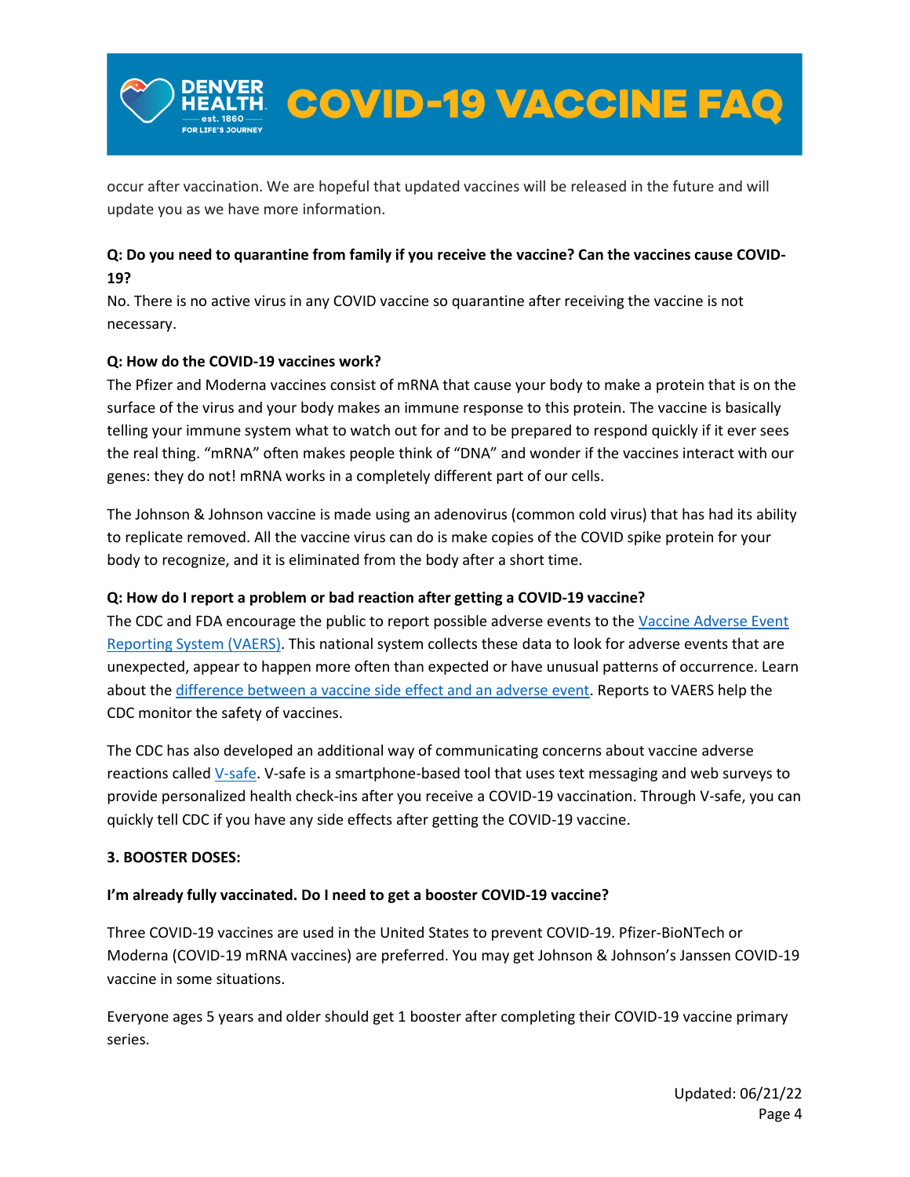occur after vaccination. We are hopeful that updated vaccines will be released in the future and will update you as we have more information.

**Q: Do you need to quarantine from family if you receive the vaccine? Can the vaccines cause COVID-19?**

No. There is no active virus in any COVID vaccine so quarantine after receiving the vaccine is not necessary.

**Q: How do the COVID-19 vaccines work?**

The Pfizer and Moderna vaccines consist of mRNA that cause your body to make a protein that is on the surface of the virus and your body makes an immune response to this protein. The vaccine is basically telling your immune system what to watch out for and to be prepared to respond quickly if it ever sees the real thing. "mRNA" often makes people think of "DNA" and wonder if the vaccines interact with our genes: they do not! mRNA works in a completely different part of our cells.

The Johnson & Johnson vaccine is made using an adenovirus (common cold virus) that has had its ability to replicate removed. All the vaccine virus can do is make copies of the COVID spike protein for your body to recognize, and it is eliminated from the body after a short time.

**Q: How do I report a problem or bad reaction after getting a COVID-19 vaccine?**

The CDC and FDA encourage the public to report possible adverse events to the Vaccine Adverse Event Reporting System (VAERS). This national system collects these data to look for adverse events that are unexpected, appear to happen more often than expected or have unusual patterns of occurrence. Learn about the difference between a vaccine side effect and an adverse event. Reports to VAERS help the CDC monitor the safety of vaccines.

The CDC has also developed an additional way of communicating concerns about vaccine adverse reactions called V-safe. V-safe is a smartphone-based tool that uses text messaging and web surveys to provide personalized health check-ins after you receive a COVID-19 vaccination. Through V-safe, you can quickly tell CDC if you have any side effects after getting the COVID-19 vaccine.

## 3. BOOSTER DOSES:

**I'm already fully vaccinated. Do I need to get a booster COVID-19 vaccine?**

Three COVID-19 vaccines are used in the United States to prevent COVID-19. Pfizer-BioNTech or Moderna (COVID-19 mRNA vaccines) are preferred. You may get Johnson & Johnson's Janssen COVID-19 vaccine in some situations.

Everyone ages 5 years and older should get 1 booster after completing their COVID-19 vaccine primary series.

Updated: 06/21/22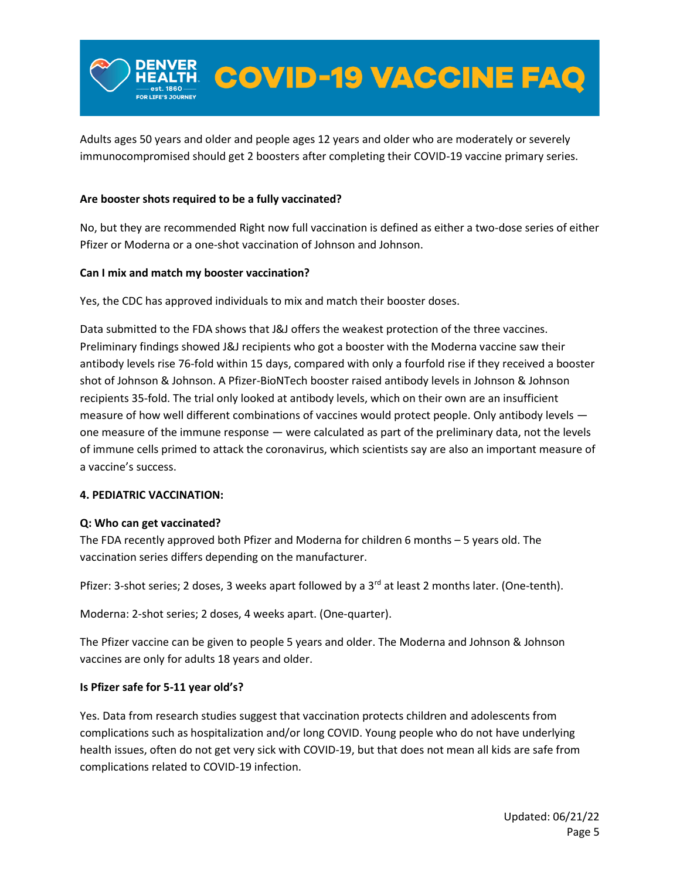Adults ages 50 years and older and people ages 12 years and older who are moderately or severely immunocompromised should get 2 boosters after completing their COVID-19 vaccine primary series.

**Are booster shots required to be a fully vaccinated?**

No, but they are recommended Right now full vaccination is defined as either a two-dose series of either Pfizer or Moderna or a one-shot vaccination of Johnson and Johnson.

**Can I mix and match my booster vaccination?**

Yes, the CDC has approved individuals to mix and match their booster doses.

Data submitted to the FDA shows that J&J offers the weakest protection of the three vaccines. Preliminary findings showed J&J recipients who got a booster with the Moderna vaccine saw their antibody levels rise 76-fold within 15 days, compared with only a fourfold rise if they received a booster shot of Johnson & Johnson. A Pfizer-BioNTech booster raised antibody levels in Johnson & Johnson recipients 35-fold. The trial only looked at antibody levels, which on their own are an insufficient measure of how well different combinations of vaccines would protect people. Only antibody levels — one measure of the immune response — were calculated as part of the preliminary data, not the levels of immune cells primed to attack the coronavirus, which scientists say are also an important measure of a vaccine's success.

**4. PEDIATRIC VACCINATION:**

**Q: Who can get vaccinated?**

The FDA recently approved both Pfizer and Moderna for children 6 months – 5 years old. The vaccination series differs depending on the manufacturer.

Pfizer: 3-shot series; 2 doses, 3 weeks apart followed by a 3rd at least 2 months later. (One-tenth).

Moderna: 2-shot series; 2 doses, 4 weeks apart. (One-quarter).

The Pfizer vaccine can be given to people 5 years and older. The Moderna and Johnson & Johnson vaccines are only for adults 18 years and older.

**Is Pfizer safe for 5-11 year old's?**

Yes. Data from research studies suggest that vaccination protects children and adolescents from complications such as hospitalization and/or long COVID. Young people who do not have underlying health issues, often do not get very sick with COVID-19, but that does not mean all kids are safe from complications related to COVID-19 infection.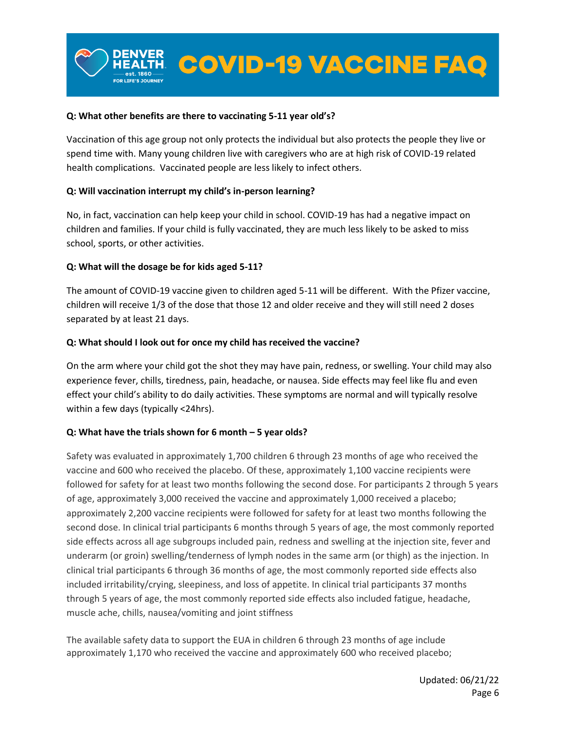**Q: What other benefits are there to vaccinating 5-11 year old's?**

Vaccination of this age group not only protects the individual but also protects the people they live or spend time with. Many young children live with caregivers who are at high risk of COVID-19 related health complications. Vaccinated people are less likely to infect others.

**Q: Will vaccination interrupt my child's in-person learning?**

No, in fact, vaccination can help keep your child in school. COVID-19 has had a negative impact on children and families. If your child is fully vaccinated, they are much less likely to be asked to miss school, sports, or other activities.

**Q: What will the dosage be for kids aged 5-11?**

The amount of COVID-19 vaccine given to children aged 5-11 will be different. With the Pfizer vaccine, children will receive 1/3 of the dose that those 12 and older receive and they will still need 2 doses separated by at least 21 days.

**Q: What should I look out for once my child has received the vaccine?**

On the arm where your child got the shot they may have pain, redness, or swelling. Your child may also experience fever, chills, tiredness, pain, headache, or nausea. Side effects may feel like flu and even effect your child's ability to do daily activities. These symptoms are normal and will typically resolve within a few days (typically <24hrs).

**Q: What have the trials shown for 6 month – 5 year olds?**

Safety was evaluated in approximately 1,700 children 6 through 23 months of age who received the vaccine and 600 who received the placebo. Of these, approximately 1,100 vaccine recipients were followed for safety for at least two months following the second dose. For participants 2 through 5 years of age, approximately 3,000 received the vaccine and approximately 1,000 received a placebo; approximately 2,200 vaccine recipients were followed for safety for at least two months following the second dose. In clinical trial participants 6 months through 5 years of age, the most commonly reported side effects across all age subgroups included pain, redness and swelling at the injection site, fever and underarm (or groin) swelling/tenderness of lymph nodes in the same arm (or thigh) as the injection. In clinical trial participants 6 through 36 months of age, the most commonly reported side effects also included irritability/crying, sleepiness, and loss of appetite. In clinical trial participants 37 months through 5 years of age, the most commonly reported side effects also included fatigue, headache, muscle ache, chills, nausea/vomiting and joint stiffness

The available safety data to support the EUA in children 6 through 23 months of age include approximately 1,170 who received the vaccine and approximately 600 who received placebo;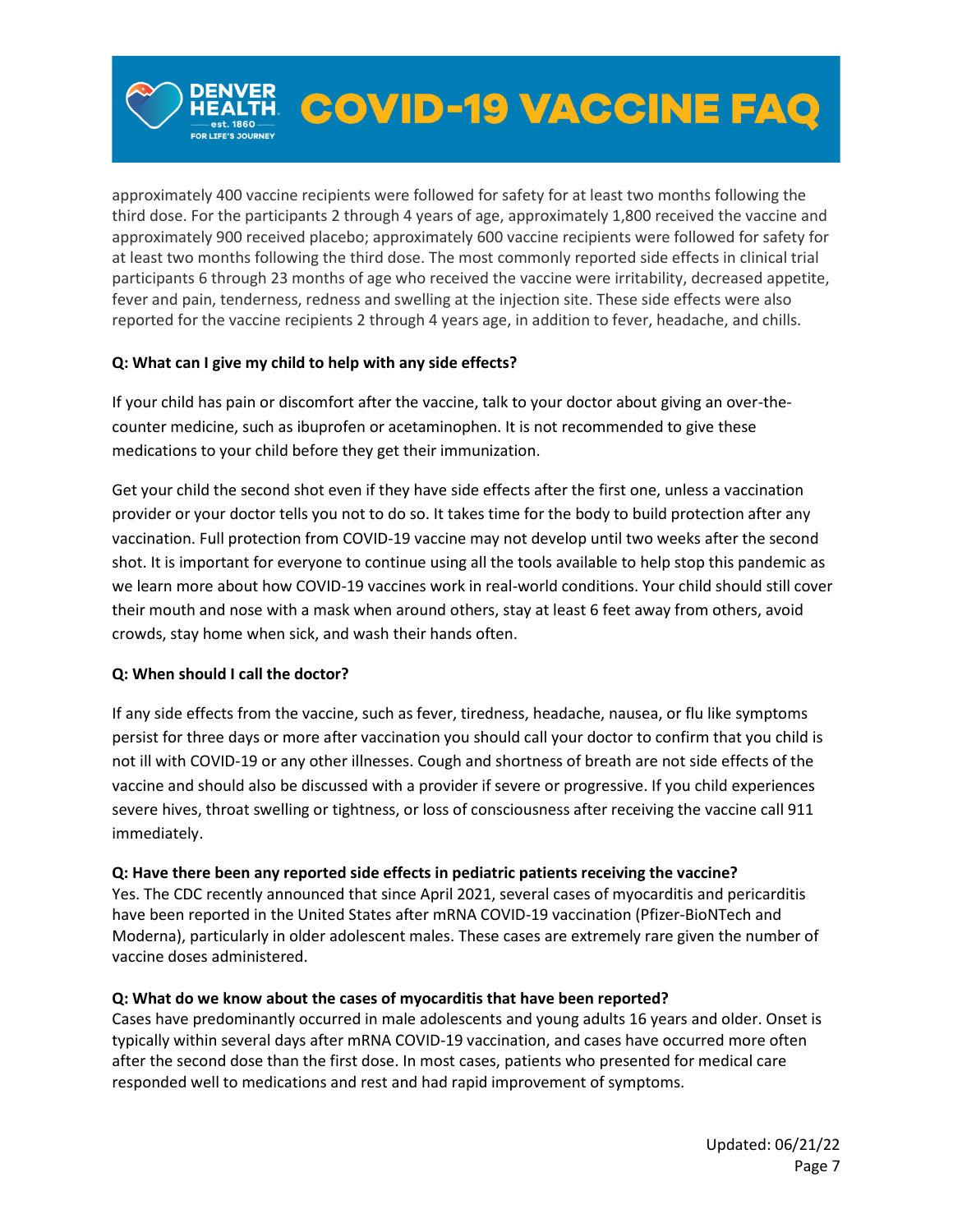approximately 400 vaccine recipients were followed for safety for at least two months following the third dose. For the participants 2 through 4 years of age, approximately 1,800 received the vaccine and approximately 900 received placebo; approximately 600 vaccine recipients were followed for safety for at least two months following the third dose. The most commonly reported side effects in clinical trial participants 6 through 23 months of age who received the vaccine were irritability, decreased appetite, fever and pain, tenderness, redness and swelling at the injection site. These side effects were also reported for the vaccine recipients 2 through 4 years age, in addition to fever, headache, and chills.

**Q: What can I give my child to help with any side effects?**

If your child has pain or discomfort after the vaccine, talk to your doctor about giving an over-the-counter medicine, such as ibuprofen or acetaminophen. It is not recommended to give these medications to your child before they get their immunization.

Get your child the second shot even if they have side effects after the first one, unless a vaccination provider or your doctor tells you not to do so. It takes time for the body to build protection after any vaccination. Full protection from COVID-19 vaccine may not develop until two weeks after the second shot. It is important for everyone to continue using all the tools available to help stop this pandemic as we learn more about how COVID-19 vaccines work in real-world conditions. Your child should still cover their mouth and nose with a mask when around others, stay at least 6 feet away from others, avoid crowds, stay home when sick, and wash their hands often.

**Q: When should I call the doctor?**

If any side effects from the vaccine, such as fever, tiredness, headache, nausea, or flu like symptoms persist for three days or more after vaccination you should call your doctor to confirm that you child is not ill with COVID-19 or any other illnesses. Cough and shortness of breath are not side effects of the vaccine and should also be discussed with a provider if severe or progressive. If you child experiences severe hives, throat swelling or tightness, or loss of consciousness after receiving the vaccine call 911 immediately.

**Q: Have there been any reported side effects in pediatric patients receiving the vaccine?**
Yes. The CDC recently announced that since April 2021, several cases of myocarditis and pericarditis have been reported in the United States after mRNA COVID-19 vaccination (Pfizer-BioNTech and Moderna), particularly in older adolescent males. These cases are extremely rare given the number of vaccine doses administered.

**Q: What do we know about the cases of myocarditis that have been reported?**
Cases have predominantly occurred in male adolescents and young adults 16 years and older. Onset is typically within several days after mRNA COVID-19 vaccination, and cases have occurred more often after the second dose than the first dose. In most cases, patients who presented for medical care responded well to medications and rest and had rapid improvement of symptoms.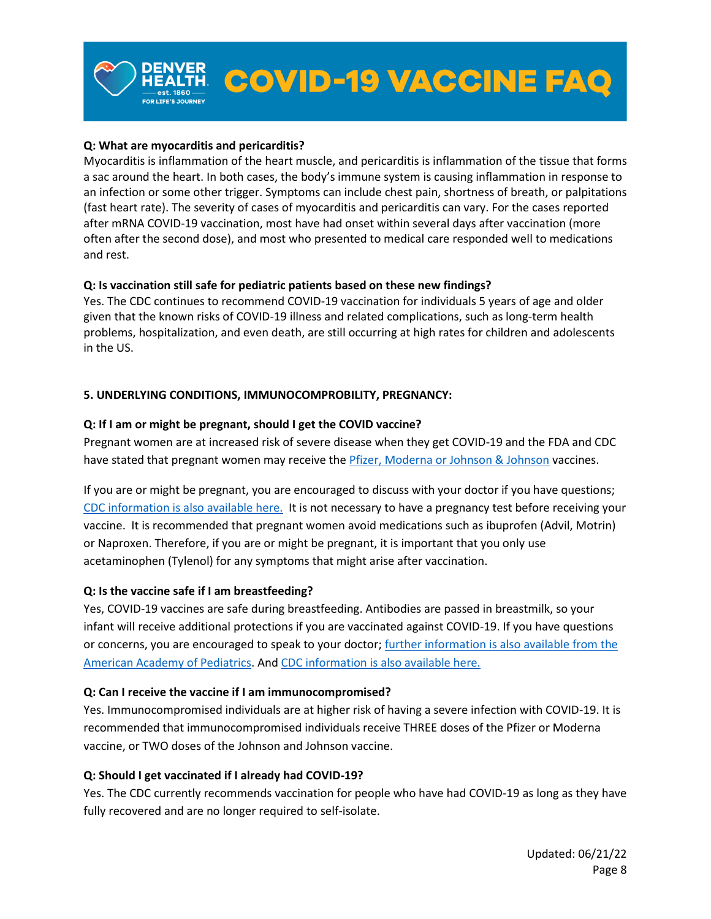**Q: What are myocarditis and pericarditis?**

Myocarditis is inflammation of the heart muscle, and pericarditis is inflammation of the tissue that forms a sac around the heart. In both cases, the body's immune system is causing inflammation in response to an infection or some other trigger. Symptoms can include chest pain, shortness of breath, or palpitations (fast heart rate). The severity of cases of myocarditis and pericarditis can vary. For the cases reported after mRNA COVID-19 vaccination, most have had onset within several days after vaccination (more often after the second dose), and most who presented to medical care responded well to medications and rest.

**Q: Is vaccination still safe for pediatric patients based on these new findings?**

Yes. The CDC continues to recommend COVID-19 vaccination for individuals 5 years of age and older given that the known risks of COVID-19 illness and related complications, such as long-term health problems, hospitalization, and even death, are still occurring at high rates for children and adolescents in the US.

## 5. UNDERLYING CONDITIONS, IMMUNOCOMPROBILITY, PREGNANCY:

**Q: If I am or might be pregnant, should I get the COVID vaccine?**

Pregnant women are at increased risk of severe disease when they get COVID-19 and the FDA and CDC have stated that pregnant women may receive the Pfizer, Moderna or Johnson & Johnson vaccines.

If you are or might be pregnant, you are encouraged to discuss with your doctor if you have questions; CDC information is also available here. It is not necessary to have a pregnancy test before receiving your vaccine. It is recommended that pregnant women avoid medications such as ibuprofen (Advil, Motrin) or Naproxen. Therefore, if you are or might be pregnant, it is important that you only use acetaminophen (Tylenol) for any symptoms that might arise after vaccination.

**Q: Is the vaccine safe if I am breastfeeding?**

Yes, COVID-19 vaccines are safe during breastfeeding. Antibodies are passed in breastmilk, so your infant will receive additional protections if you are vaccinated against COVID-19. If you have questions or concerns, you are encouraged to speak to your doctor; further information is also available from the American Academy of Pediatrics. And CDC information is also available here.

**Q: Can I receive the vaccine if I am immunocompromised?**

Yes. Immunocompromised individuals are at higher risk of having a severe infection with COVID-19. It is recommended that immunocompromised individuals receive THREE doses of the Pfizer or Moderna vaccine, or TWO doses of the Johnson and Johnson vaccine.

**Q: Should I get vaccinated if I already had COVID-19?**

Yes. The CDC currently recommends vaccination for people who have had COVID-19 as long as they have fully recovered and are no longer required to self-isolate.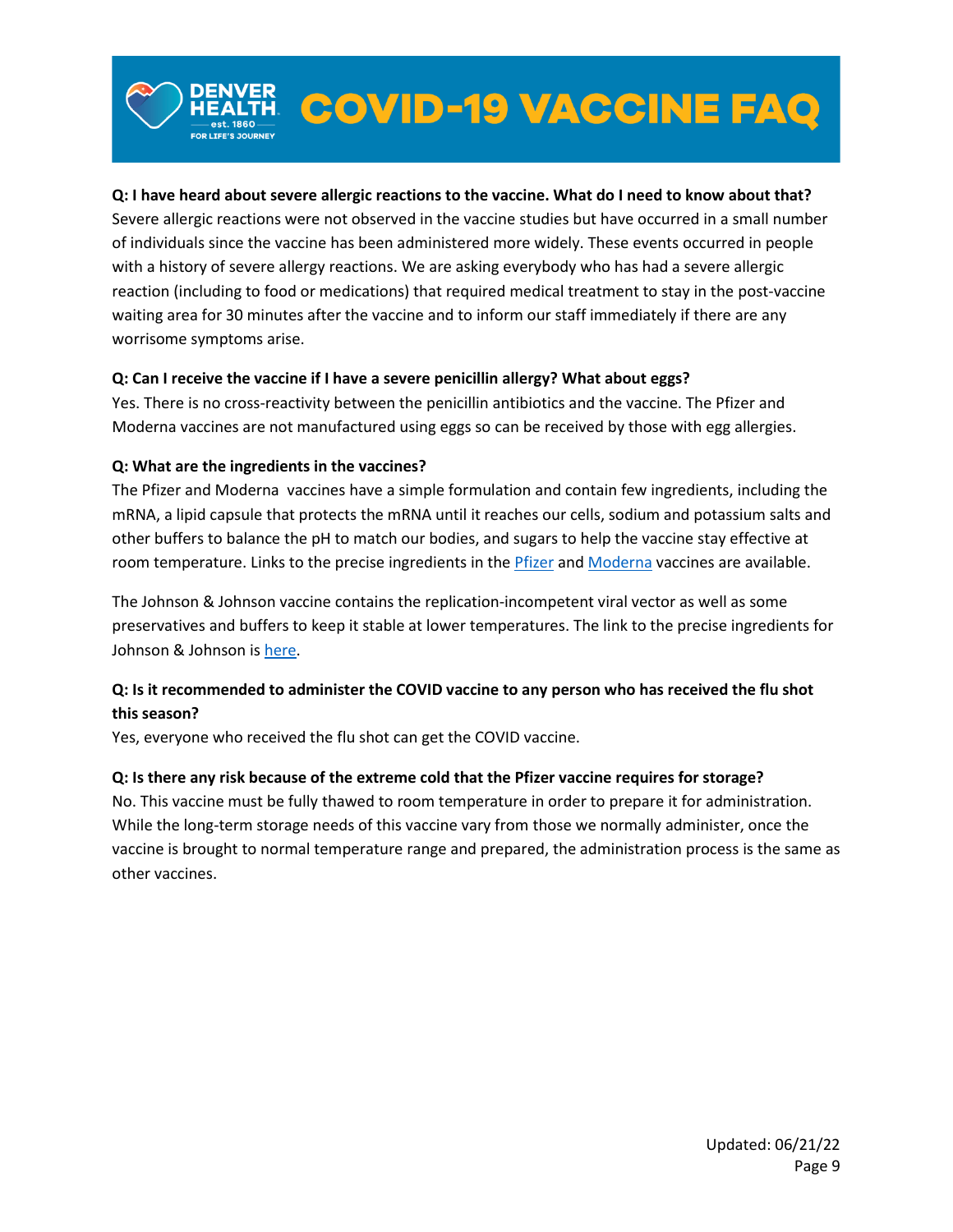**Q: I have heard about severe allergic reactions to the vaccine. What do I need to know about that?**
Severe allergic reactions were not observed in the vaccine studies but have occurred in a small number of individuals since the vaccine has been administered more widely. These events occurred in people with a history of severe allergy reactions. We are asking everybody who has had a severe allergic reaction (including to food or medications) that required medical treatment to stay in the post-vaccine waiting area for 30 minutes after the vaccine and to inform our staff immediately if there are any worrisome symptoms arise.

**Q: Can I receive the vaccine if I have a severe penicillin allergy? What about eggs?**
Yes. There is no cross-reactivity between the penicillin antibiotics and the vaccine. The Pfizer and Moderna vaccines are not manufactured using eggs so can be received by those with egg allergies.

**Q: What are the ingredients in the vaccines?**
The Pfizer and Moderna vaccines have a simple formulation and contain few ingredients, including the mRNA, a lipid capsule that protects the mRNA until it reaches our cells, sodium and potassium salts and other buffers to balance the pH to match our bodies, and sugars to help the vaccine stay effective at room temperature. Links to the precise ingredients in the Pfizer and Moderna vaccines are available.

The Johnson & Johnson vaccine contains the replication-incompetent viral vector as well as some preservatives and buffers to keep it stable at lower temperatures. The link to the precise ingredients for Johnson & Johnson is here.

**Q: Is it recommended to administer the COVID vaccine to any person who has received the flu shot this season?**
Yes, everyone who received the flu shot can get the COVID vaccine.

**Q: Is there any risk because of the extreme cold that the Pfizer vaccine requires for storage?**
No. This vaccine must be fully thawed to room temperature in order to prepare it for administration. While the long-term storage needs of this vaccine vary from those we normally administer, once the vaccine is brought to normal temperature range and prepared, the administration process is the same as other vaccines.

Updated: 06/21/22